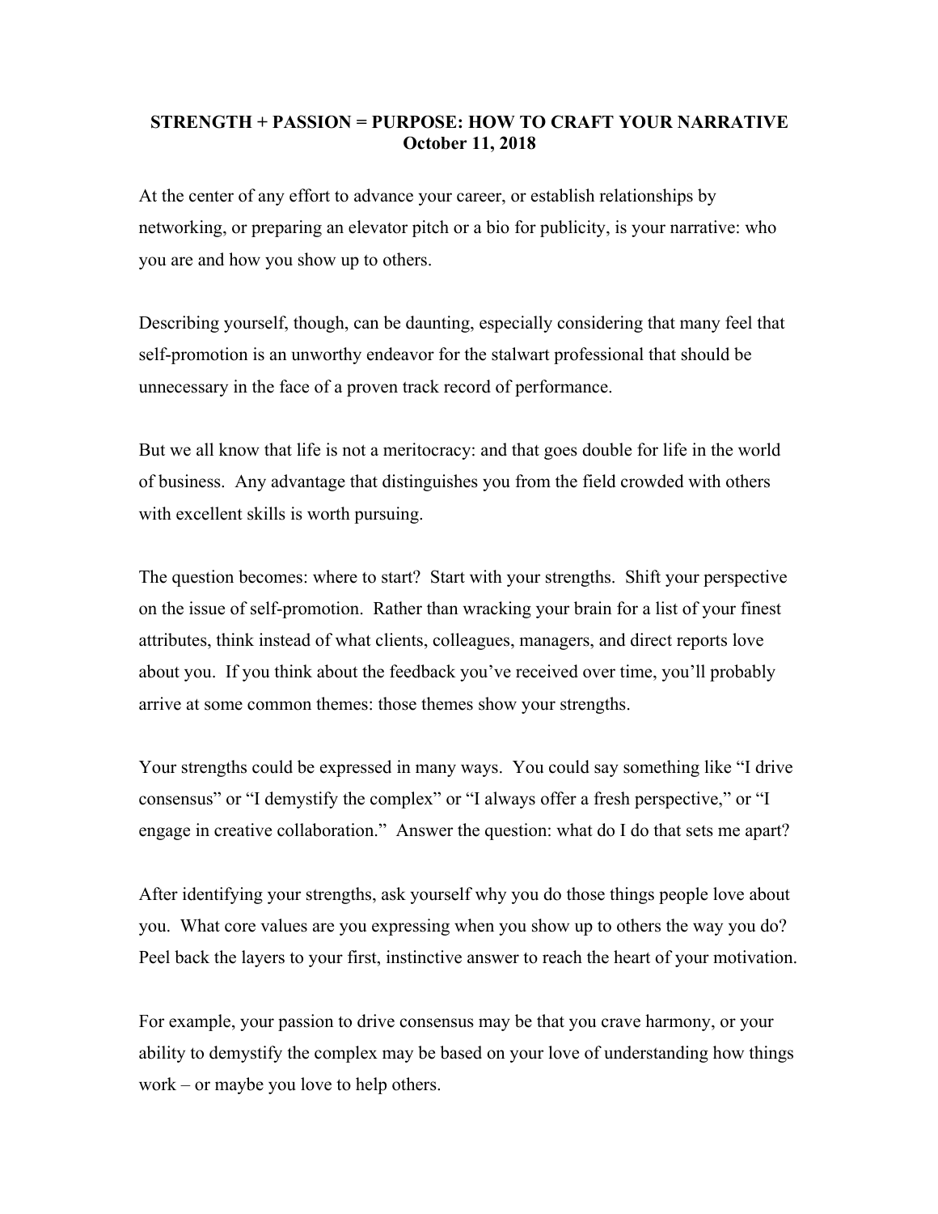# STRENGTH + PASSION = PURPOSE: HOW TO CRAFT YOUR NARRATIVE

**October 11, 2018**

At the center of any effort to advance your career, or establish relationships by networking, or preparing an elevator pitch or a bio for publicity, is your narrative: who you are and how you show up to others.

Describing yourself, though, can be daunting, especially considering that many feel that self-promotion is an unworthy endeavor for the stalwart professional that should be unnecessary in the face of a proven track record of performance.

But we all know that life is not a meritocracy: and that goes double for life in the world of business. Any advantage that distinguishes you from the field crowded with others with excellent skills is worth pursuing.

The question becomes: where to start? Start with your strengths. Shift your perspective on the issue of self-promotion. Rather than wracking your brain for a list of your finest attributes, think instead of what clients, colleagues, managers, and direct reports love about you. If you think about the feedback you've received over time, you'll probably arrive at some common themes: those themes show your strengths.

Your strengths could be expressed in many ways. You could say something like "I drive consensus" or "I demystify the complex" or "I always offer a fresh perspective," or "I engage in creative collaboration." Answer the question: what do I do that sets me apart?

After identifying your strengths, ask yourself why you do those things people love about you. What core values are you expressing when you show up to others the way you do? Peel back the layers to your first, instinctive answer to reach the heart of your motivation.

For example, your passion to drive consensus may be that you crave harmony, or your ability to demystify the complex may be based on your love of understanding how things work – or maybe you love to help others.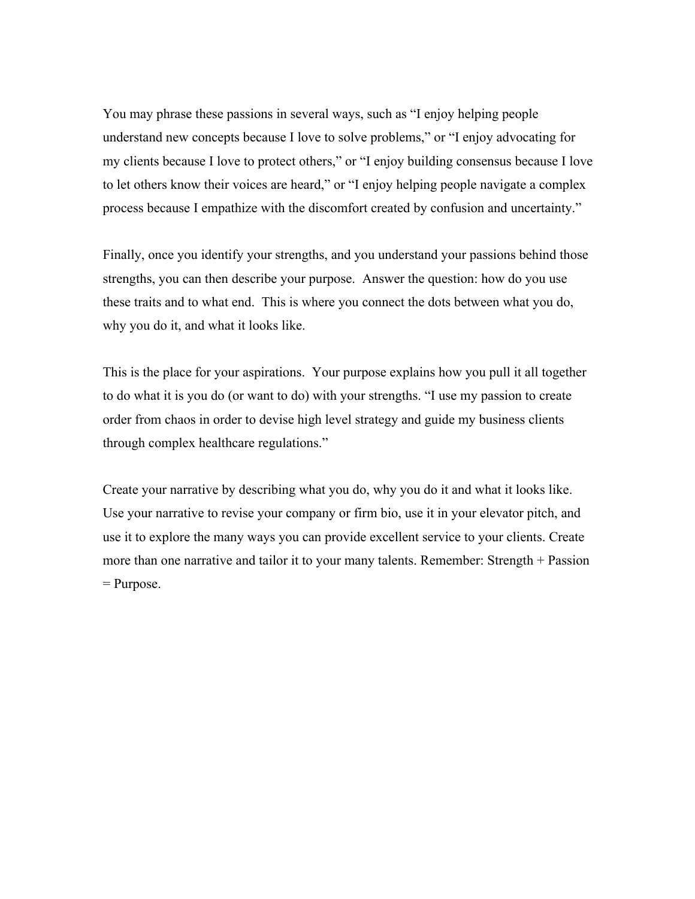You may phrase these passions in several ways, such as "I enjoy helping people understand new concepts because I love to solve problems," or "I enjoy advocating for my clients because I love to protect others," or "I enjoy building consensus because I love to let others know their voices are heard," or "I enjoy helping people navigate a complex process because I empathize with the discomfort created by confusion and uncertainty."

Finally, once you identify your strengths, and you understand your passions behind those strengths, you can then describe your purpose. Answer the question: how do you use these traits and to what end. This is where you connect the dots between what you do, why you do it, and what it looks like.

This is the place for your aspirations. Your purpose explains how you pull it all together to do what it is you do (or want to do) with your strengths. "I use my passion to create order from chaos in order to devise high level strategy and guide my business clients through complex healthcare regulations."

Create your narrative by describing what you do, why you do it and what it looks like. Use your narrative to revise your company or firm bio, use it in your elevator pitch, and use it to explore the many ways you can provide excellent service to your clients. Create more than one narrative and tailor it to your many talents. Remember: Strength + Passion = Purpose.